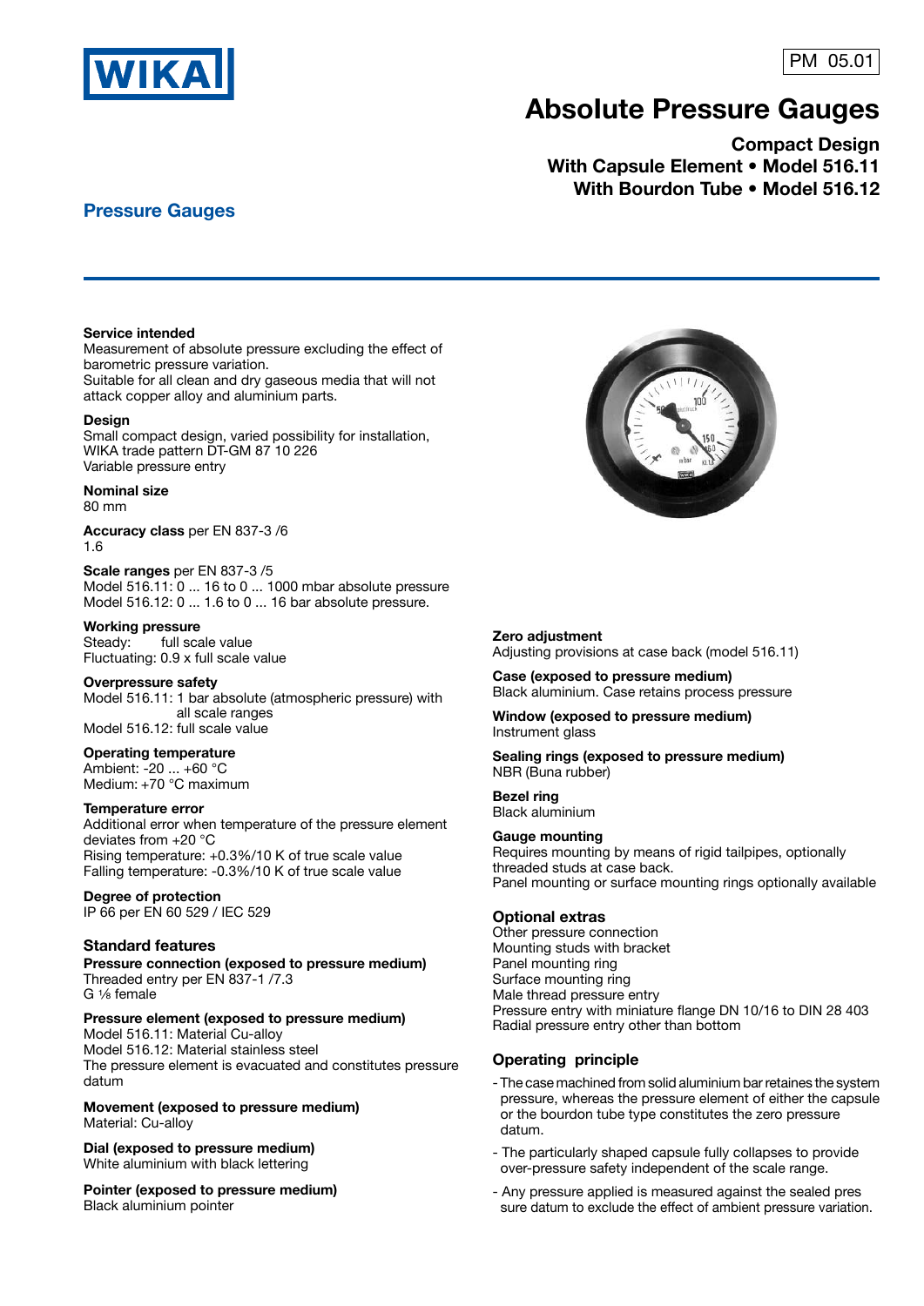WIKA

PM 05.01

# Absolute Pressure Gauges

## Compact Design
## With Capsule Element • Model 516.11
## With Bourdon Tube • Model 516.12

**Pressure Gauges**

**Service intended**
Measurement of absolute pressure excluding the effect of barometric pressure variation.
Suitable for all clean and dry gaseous media that will not attack copper alloy and aluminium parts.

**Design**
Small compact design, varied possibility for installation, WIKA trade pattern DT-GM 87 10 226
Variable pressure entry

**Nominal size**
80 mm

**Accuracy class** per EN 837-3 /6
1.6

**Scale ranges** per EN 837-3 /5
Model 516.11: 0 ... 16 to 0 ... 1000 mbar absolute pressure
Model 516.12: 0 ... 1.6 to 0 ... 16 bar absolute pressure.

**Working pressure**
Steady: full scale value
Fluctuating: 0.9 x full scale value

**Overpressure safety**
Model 516.11: 1 bar absolute (atmospheric pressure) with all scale ranges
Model 516.12: full scale value

**Operating temperature**
Ambient: -20 ... +60 °C
Medium: +70 °C maximum

**Temperature error**
Additional error when temperature of the pressure element deviates from +20 °C
Rising temperature: +0.3%/10 K of true scale value
Falling temperature: -0.3%/10 K of true scale value

**Degree of protection**
IP 66 per EN 60 529 / IEC 529

### Standard features

**Pressure connection (exposed to pressure medium)**
Threaded entry per EN 837-1 /7.3
G ⅛ female

**Pressure element (exposed to pressure medium)**
Model 516.11: Material Cu-alloy
Model 516.12: Material stainless steel
The pressure element is evacuated and constitutes pressure datum

**Movement (exposed to pressure medium)**
Material: Cu-alloy

**Dial (exposed to pressure medium)**
White aluminium with black lettering

**Pointer (exposed to pressure medium)**
Black aluminium pointer

**Zero adjustment**
Adjusting provisions at case back (model 516.11)

**Case (exposed to pressure medium)**
Black aluminium. Case retains process pressure

**Window (exposed to pressure medium)**
Instrument glass

**Sealing rings (exposed to pressure medium)**
NBR (Buna rubber)

**Bezel ring**
Black aluminium

**Gauge mounting**
Requires mounting by means of rigid tailpipes, optionally threaded studs at case back.
Panel mounting or surface mounting rings optionally available

### Optional extras
Other pressure connection
Mounting studs with bracket
Panel mounting ring
Surface mounting ring
Male thread pressure entry
Pressure entry with miniature flange DN 10/16 to DIN 28 403
Radial pressure entry other than bottom

### Operating principle

- The case machined from solid aluminium bar retaines the system pressure, whereas the pressure element of either the capsule or the bourdon tube type constitutes the zero pressure datum.
- The particularly shaped capsule fully collapses to provide over-pressure safety independent of the scale range.
- Any pressure applied is measured against the sealed pres sure datum to exclude the effect of ambient pressure variation.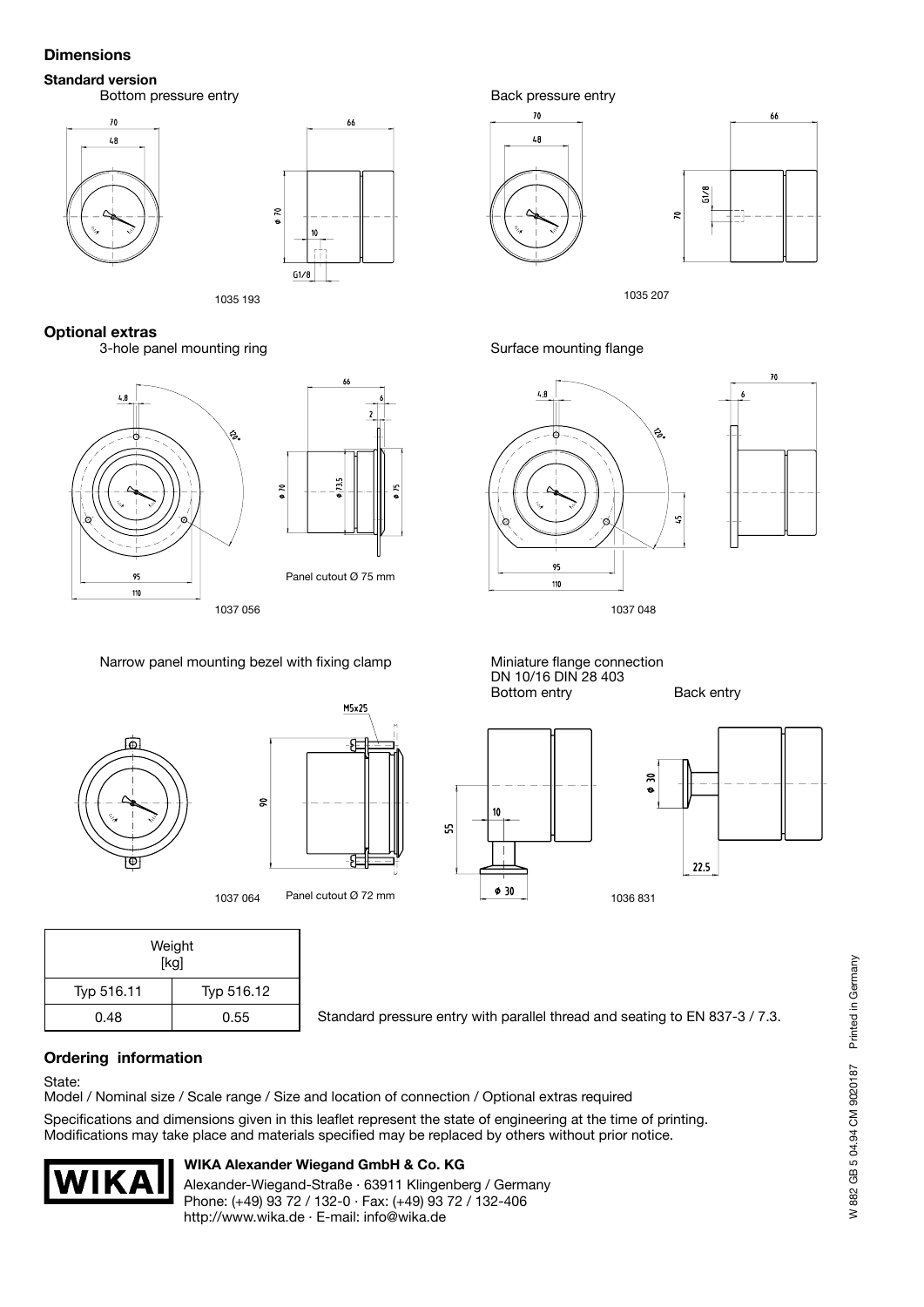## Dimensions

### Standard version

Bottom pressure entry

70
48
66
Ø 70
10
G1/8

1035 193

Back pressure entry

70
48
66
G1/8
70

1035 207

### Optional extras

3-hole panel mounting ring

4.8
120°
95
110
66
6
2
Ø 70
Ø 73.5
Ø 75

Panel cutout Ø 75 mm

1037 056

Surface mounting flange

4.8
120°
95
110
45
70
6

1037 048

Narrow panel mounting bezel with fixing clamp

M5x25
90

1037 064

Panel cutout Ø 72 mm

Miniature flange connection
DN 10/16 DIN 28 403

Bottom entry

10
55
Ø 30

Back entry

Ø 30
22.5

1036 831

| Weight [kg] | |
|---|---|
| Typ 516.11 | Typ 516.12 |
| 0.48 | 0.55 |

Standard pressure entry with parallel thread and seating to EN 837-3 / 7.3.

### Ordering information

State:
Model / Nominal size / Scale range / Size and location of connection / Optional extras required

Specifications and dimensions given in this leaflet represent the state of engineering at the time of printing.
Modifications may take place and materials specified may be replaced by others without prior notice.

**WIKA Alexander Wiegand GmbH & Co. KG**
Alexander-Wiegand-Straße · 63911 Klingenberg / Germany
Phone: (+49) 93 72 / 132-0 · Fax: (+49) 93 72 / 132-406
http://www.wika.de · E-mail: info@wika.de

W 882 GB 5 04.94 CM 9020187 Printed in Germany